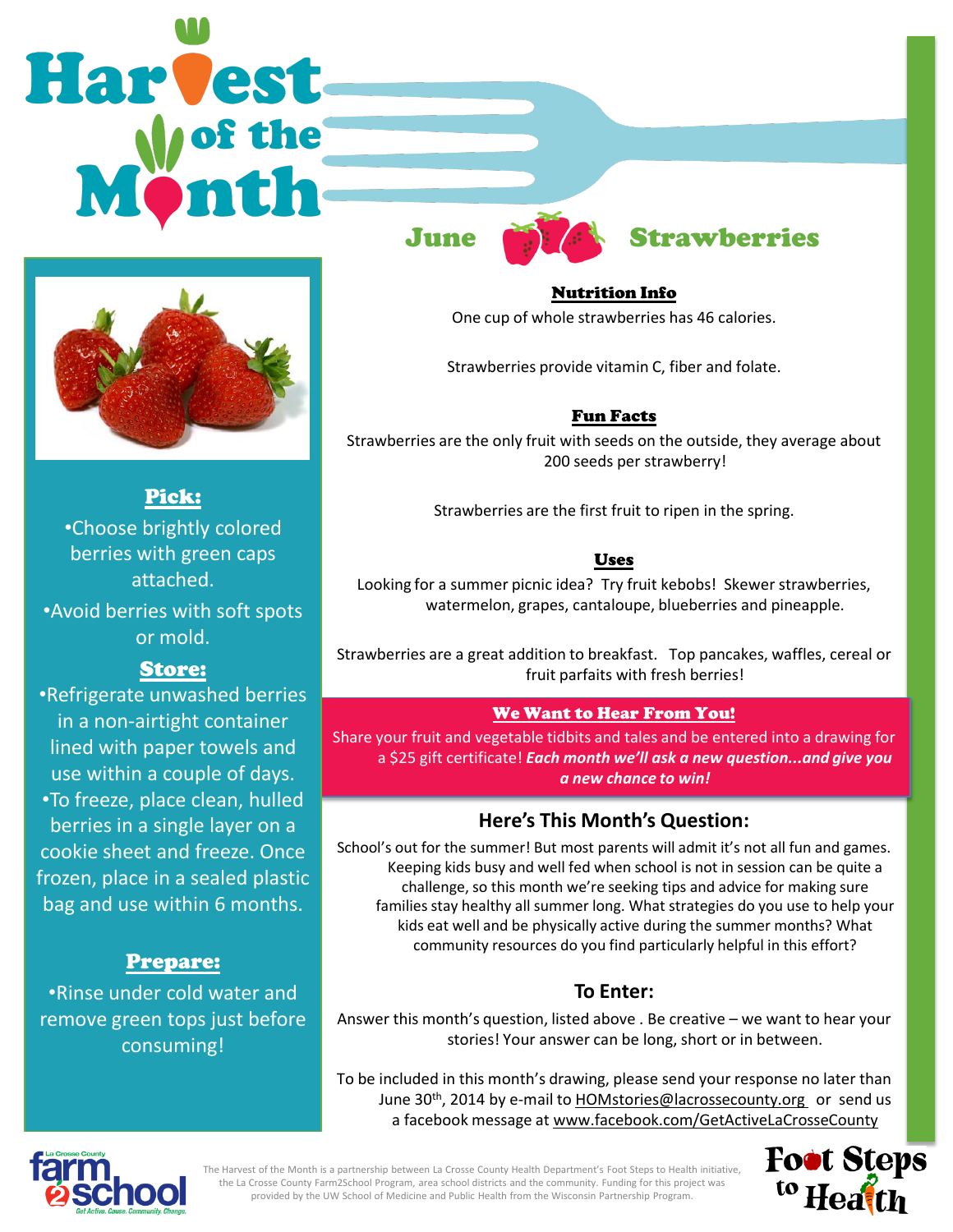# Harvest of the Month

## June Strawberries

### Pick:

- Choose brightly colored berries with green caps attached.
- Avoid berries with soft spots or mold.

### Store:

- Refrigerate unwashed berries in a non-airtight container lined with paper towels and use within a couple of days.
- To freeze, place clean, hulled berries in a single layer on a cookie sheet and freeze. Once frozen, place in a sealed plastic bag and use within 6 months.

### Prepare:

- Rinse under cold water and remove green tops just before consuming!

### Nutrition Info

One cup of whole strawberries has 46 calories.

Strawberries provide vitamin C, fiber and folate.

### Fun Facts

Strawberries are the only fruit with seeds on the outside, they average about 200 seeds per strawberry!

Strawberries are the first fruit to ripen in the spring.

### Uses

Looking for a summer picnic idea? Try fruit kebobs! Skewer strawberries, watermelon, grapes, cantaloupe, blueberries and pineapple.

Strawberries are a great addition to breakfast. Top pancakes, waffles, cereal or fruit parfaits with fresh berries!

### We Want to Hear From You!

Share your fruit and vegetable tidbits and tales and be entered into a drawing for a $25 gift certificate! ***Each month we'll ask a new question...and give you a new chance to win!***

### Here's This Month's Question:

School's out for the summer! But most parents will admit it's not all fun and games. Keeping kids busy and well fed when school is not in session can be quite a challenge, so this month we're seeking tips and advice for making sure families stay healthy all summer long. What strategies do you use to help your kids eat well and be physically active during the summer months? What community resources do you find particularly helpful in this effort?

### To Enter:

Answer this month's question, listed above . Be creative – we want to hear your stories! Your answer can be long, short or in between.

To be included in this month's drawing, please send your response no later than June 30th, 2014 by e-mail to HOMstories@lacrossecounty.org or send us a facebook message at www.facebook.com/GetActiveLaCrosseCounty

The Harvest of the Month is a partnership between La Crosse County Health Department's Foot Steps to Health initiative, the La Crosse County Farm2School Program, area school districts and the community. Funding for this project was provided by the UW School of Medicine and Public Health from the Wisconsin Partnership Program.

La Crosse County farm2school — Get Active. Cause. Community. Change.

Foot Steps to Health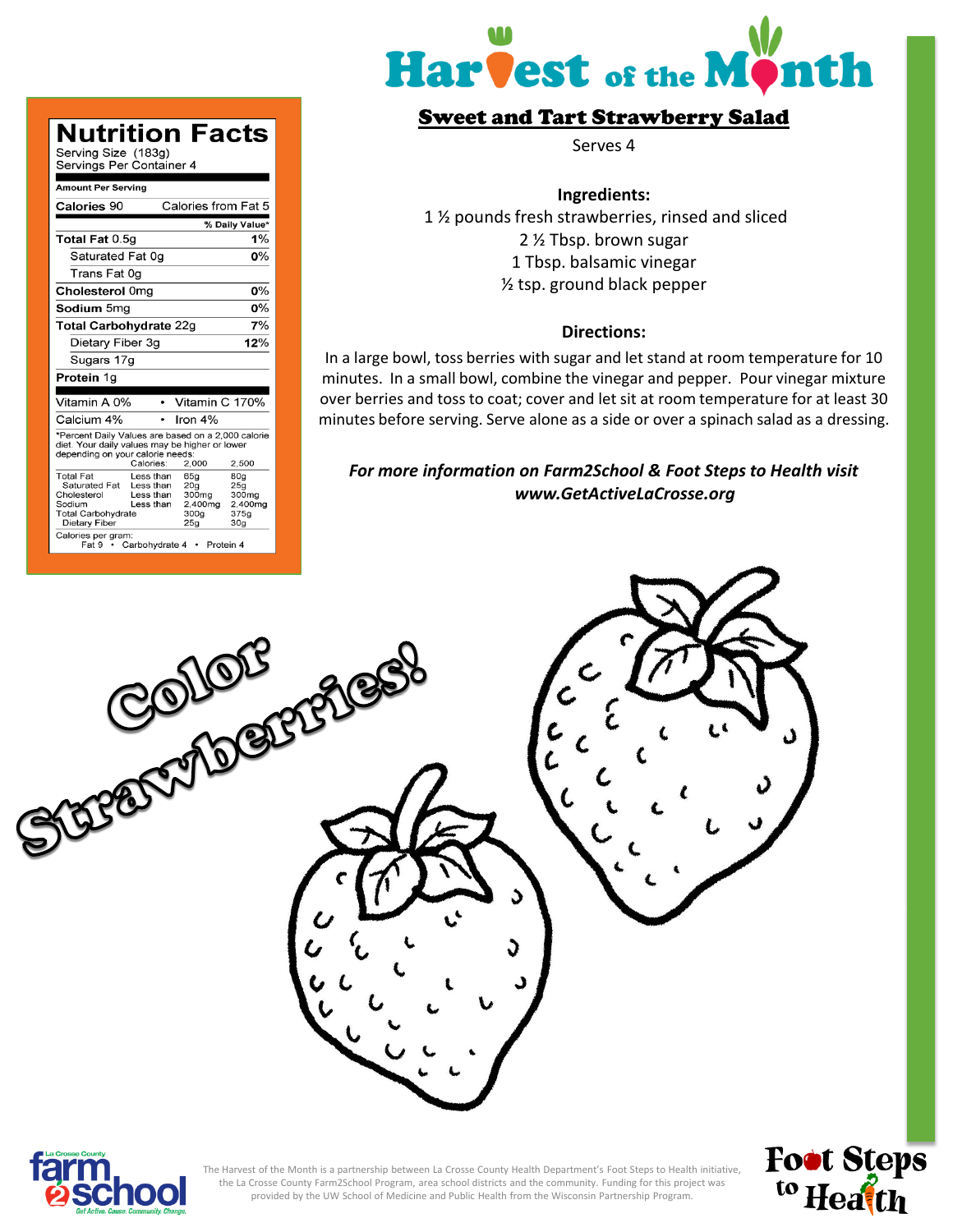# Harvest of the Month

## Sweet and Tart Strawberry Salad

Serves 4

**Nutrition Facts**

Serving Size (183g)
Servings Per Container 4

| | |
|---|---|
| **Amount Per Serving** | |
| **Calories** 90 | Calories from Fat 5 |
| | **% Daily Value*** |
| **Total Fat** 0.5g | 1% |
| Saturated Fat 0g | 0% |
| Trans Fat 0g | |
| **Cholesterol** 0mg | 0% |
| **Sodium** 5mg | 0% |
| **Total Carbohydrate** 22g | 7% |
| Dietary Fiber 3g | 12% |
| Sugars 17g | |
| **Protein** 1g | |

Vitamin A 0% • Vitamin C 170%
Calcium 4% • Iron 4%

*Percent Daily Values are based on a 2,000 calorie diet. Your daily values may be higher or lower depending on your calorie needs:

| | Calories: | 2,000 | 2,500 |
|---|---|---|---|
| Total Fat | Less than | 65g | 80g |
| Saturated Fat | Less than | 20g | 25g |
| Cholesterol | Less than | 300mg | 300mg |
| Sodium | Less than | 2,400mg | 2,400mg |
| Total Carbohydrate | | 300g | 375g |
| Dietary Fiber | | 25g | 30g |

Calories per gram:
Fat 9 • Carbohydrate 4 • Protein 4

### Ingredients:

1 ½ pounds fresh strawberries, rinsed and sliced
2 ½ Tbsp. brown sugar
1 Tbsp. balsamic vinegar
½ tsp. ground black pepper

### Directions:

In a large bowl, toss berries with sugar and let stand at room temperature for 10 minutes. In a small bowl, combine the vinegar and pepper. Pour vinegar mixture over berries and toss to coat; cover and let sit at room temperature for at least 30 minutes before serving. Serve alone as a side or over a spinach salad as a dressing.

***For more information on Farm2School & Foot Steps to Health visit www.GetActiveLaCrosse.org***

Color Strawberries!

The Harvest of the Month is a partnership between La Crosse County Health Department's Foot Steps to Health initiative, the La Crosse County Farm2School Program, area school districts and the community. Funding for this project was provided by the UW School of Medicine and Public Health from the Wisconsin Partnership Program.

La Crosse County farm 2 school — Get Active. Cause. Community. Change.

Foot Steps to Health